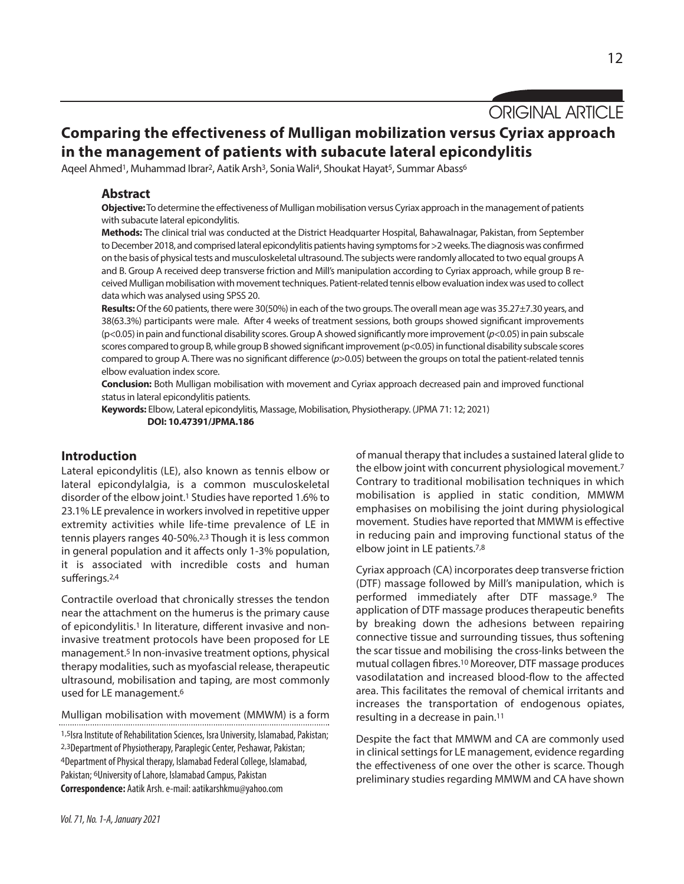ORIGINAL ARTICLE

# Comparing the effectiveness of Mulligan mobilization versus Cyriax approach in the management of patients with subacute lateral epicondylitis

Aqeel Ahmed[1], Muhammad Ibrar[2], Aatik Arsh[3], Sonia Wali[4], Shoukat Hayat[5], Summar Abass[6]

## Abstract

**Objective:** To determine the effectiveness of Mulligan mobilisation versus Cyriax approach in the management of patients with subacute lateral epicondylitis.

**Methods:** The clinical trial was conducted at the District Headquarter Hospital, Bahawalnagar, Pakistan, from September to December 2018, and comprised lateral epicondylitis patients having symptoms for >2 weeks. The diagnosis was confirmed on the basis of physical tests and musculoskeletal ultrasound. The subjects were randomly allocated to two equal groups A and B. Group A received deep transverse friction and Mill's manipulation according to Cyriax approach, while group B received Mulligan mobilisation with movement techniques. Patient-related tennis elbow evaluation index was used to collect data which was analysed using SPSS 20.

**Results:** Of the 60 patients, there were 30(50%) in each of the two groups. The overall mean age was 35.27±7.30 years, and 38(63.3%) participants were male. After 4 weeks of treatment sessions, both groups showed significant improvements ($p<0.05$) in pain and functional disability scores. Group A showed significantly more improvement ($p<0.05$) in pain subscale scores compared to group B, while group B showed significant improvement ($p<0.05$) in functional disability subscale scores compared to group A. There was no significant difference ($p>0.05$) between the groups on total the patient-related tennis elbow evaluation index score.

**Conclusion:** Both Mulligan mobilisation with movement and Cyriax approach decreased pain and improved functional status in lateral epicondylitis patients.

**Keywords:** Elbow, Lateral epicondylitis, Massage, Mobilisation, Physiotherapy. (JPMA 71: 12; 2021)

**DOI: 10.47391/JPMA.186**

## Introduction

Lateral epicondylitis (LE), also known as tennis elbow or lateral epicondylalgia, is a common musculoskeletal disorder of the elbow joint.[1] Studies have reported 1.6% to 23.1% LE prevalence in workers involved in repetitive upper extremity activities while life-time prevalence of LE in tennis players ranges 40-50%.[2,3] Though it is less common in general population and it affects only 1-3% population, it is associated with incredible costs and human sufferings.[2,4]

Contractile overload that chronically stresses the tendon near the attachment on the humerus is the primary cause of epicondylitis.[1] In literature, different invasive and non-invasive treatment protocols have been proposed for LE management.[5] In non-invasive treatment options, physical therapy modalities, such as myofascial release, therapeutic ultrasound, mobilisation and taping, are most commonly used for LE management.[6]

Mulligan mobilisation with movement (MMWM) is a form of manual therapy that includes a sustained lateral glide to the elbow joint with concurrent physiological movement.[7] Contrary to traditional mobilisation techniques in which mobilisation is applied in static condition, MMWM emphasises on mobilising the joint during physiological movement. Studies have reported that MMWM is effective in reducing pain and improving functional status of the elbow joint in LE patients.[7,8]

Cyriax approach (CA) incorporates deep transverse friction (DTF) massage followed by Mill's manipulation, which is performed immediately after DTF massage.[9] The application of DTF massage produces therapeutic benefits by breaking down the adhesions between repairing connective tissue and surrounding tissues, thus softening the scar tissue and mobilising the cross-links between the mutual collagen fibres.[10] Moreover, DTF massage produces vasodilatation and increased blood-flow to the affected area. This facilitates the removal of chemical irritants and increases the transportation of endogenous opiates, resulting in a decrease in pain.[11]

Despite the fact that MMWM and CA are commonly used in clinical settings for LE management, evidence regarding the effectiveness of one over the other is scarce. Though preliminary studies regarding MMWM and CA have shown

[1,5]Isra Institute of Rehabilitation Sciences, Isra University, Islamabad, Pakistan; [2,3]Department of Physiotherapy, Paraplegic Center, Peshawar, Pakistan; [4]Department of Physical therapy, Islamabad Federal College, Islamabad, Pakistan; [6]University of Lahore, Islamabad Campus, Pakistan

**Correspondence:** Aatik Arsh. e-mail: aatikarshkmu@yahoo.com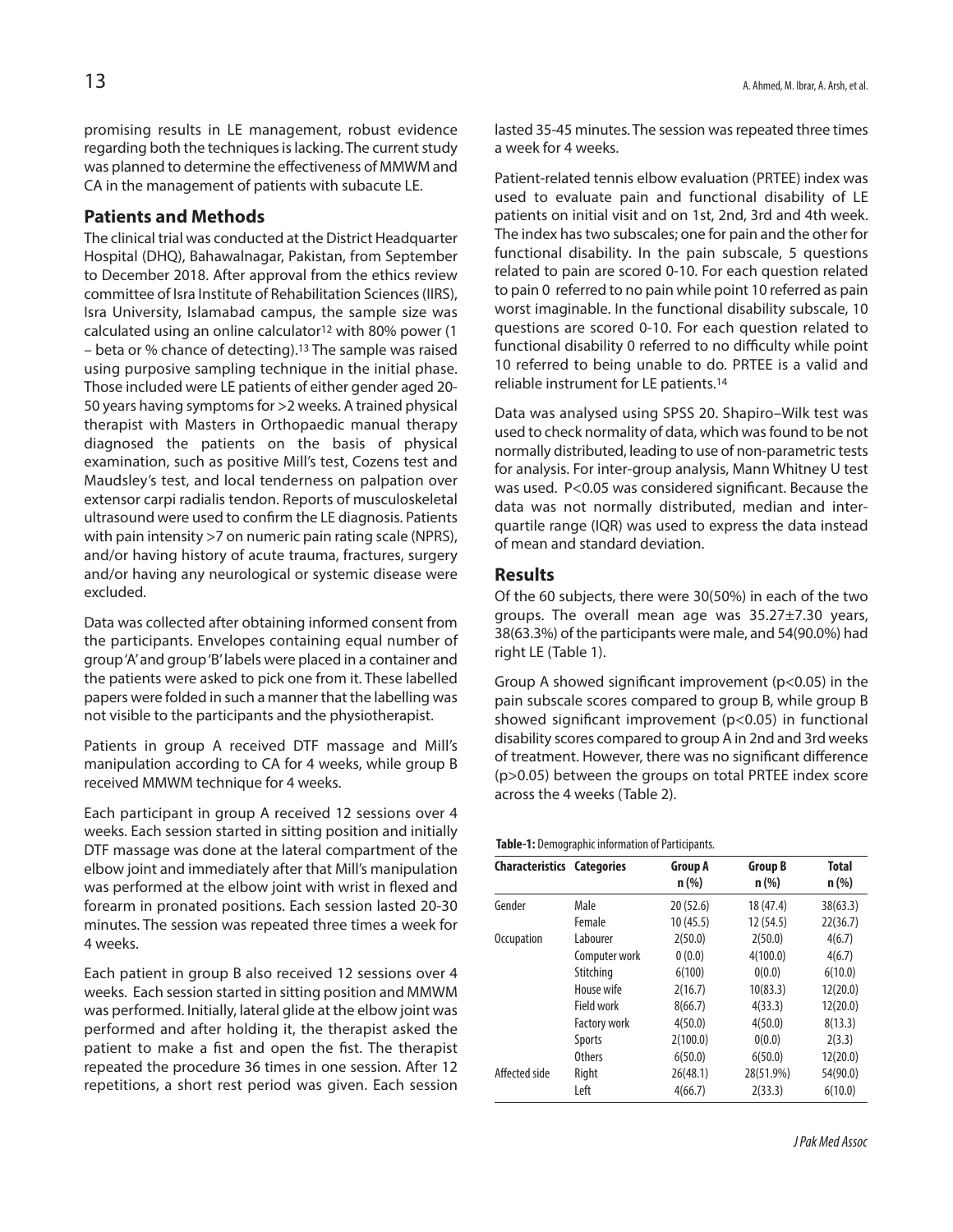promising results in LE management, robust evidence regarding both the techniques is lacking. The current study was planned to determine the effectiveness of MMWM and CA in the management of patients with subacute LE.

## Patients and Methods

The clinical trial was conducted at the District Headquarter Hospital (DHQ), Bahawalnagar, Pakistan, from September to December 2018. After approval from the ethics review committee of Isra Institute of Rehabilitation Sciences (IIRS), Isra University, Islamabad campus, the sample size was calculated using an online calculator[12] with 80% power (1 – beta or % chance of detecting).[13] The sample was raised using purposive sampling technique in the initial phase. Those included were LE patients of either gender aged 20-50 years having symptoms for >2 weeks. A trained physical therapist with Masters in Orthopaedic manual therapy diagnosed the patients on the basis of physical examination, such as positive Mill's test, Cozens test and Maudsley's test, and local tenderness on palpation over extensor carpi radialis tendon. Reports of musculoskeletal ultrasound were used to confirm the LE diagnosis. Patients with pain intensity >7 on numeric pain rating scale (NPRS), and/or having history of acute trauma, fractures, surgery and/or having any neurological or systemic disease were excluded.

Data was collected after obtaining informed consent from the participants. Envelopes containing equal number of group 'A' and group 'B' labels were placed in a container and the patients were asked to pick one from it. These labelled papers were folded in such a manner that the labelling was not visible to the participants and the physiotherapist.

Patients in group A received DTF massage and Mill's manipulation according to CA for 4 weeks, while group B received MMWM technique for 4 weeks.

Each participant in group A received 12 sessions over 4 weeks. Each session started in sitting position and initially DTF massage was done at the lateral compartment of the elbow joint and immediately after that Mill's manipulation was performed at the elbow joint with wrist in flexed and forearm in pronated positions. Each session lasted 20-30 minutes. The session was repeated three times a week for 4 weeks.

Each patient in group B also received 12 sessions over 4 weeks. Each session started in sitting position and MMWM was performed. Initially, lateral glide at the elbow joint was performed and after holding it, the therapist asked the patient to make a fist and open the fist. The therapist repeated the procedure 36 times in one session. After 12 repetitions, a short rest period was given. Each session lasted 35-45 minutes. The session was repeated three times a week for 4 weeks.

Patient-related tennis elbow evaluation (PRTEE) index was used to evaluate pain and functional disability of LE patients on initial visit and on 1st, 2nd, 3rd and 4th week. The index has two subscales; one for pain and the other for functional disability. In the pain subscale, 5 questions related to pain are scored 0-10. For each question related to pain 0 referred to no pain while point 10 referred as pain worst imaginable. In the functional disability subscale, 10 questions are scored 0-10. For each question related to functional disability 0 referred to no difficulty while point 10 referred to being unable to do. PRTEE is a valid and reliable instrument for LE patients.[14]

Data was analysed using SPSS 20. Shapiro–Wilk test was used to check normality of data, which was found to be not normally distributed, leading to use of non-parametric tests for analysis. For inter-group analysis, Mann Whitney U test was used. $P<0.05$ was considered significant. Because the data was not normally distributed, median and inter-quartile range (IQR) was used to express the data instead of mean and standard deviation.

## Results

Of the 60 subjects, there were 30(50%) in each of the two groups. The overall mean age was 35.27±7.30 years, 38(63.3%) of the participants were male, and 54(90.0%) had right LE (Table 1).

Group A showed significant improvement ($p<0.05$) in the pain subscale scores compared to group B, while group B showed significant improvement ($p<0.05$) in functional disability scores compared to group A in 2nd and 3rd weeks of treatment. However, there was no significant difference ($p>0.05$) between the groups on total PRTEE index score across the 4 weeks (Table 2).

**Table-1:** Demographic information of Participants.

| Characteristics | Categories | Group A n (%) | Group B n (%) | Total n (%) |
|---|---|---|---|---|
| Gender | Male | 20 (52.6) | 18 (47.4) | 38(63.3) |
| | Female | 10 (45.5) | 12 (54.5) | 22(36.7) |
| Occupation | Labourer | 2(50.0) | 2(50.0) | 4(6.7) |
| | Computer work | 0 (0.0) | 4(100.0) | 4(6.7) |
| | Stitching | 6(100) | 0(0.0) | 6(10.0) |
| | House wife | 2(16.7) | 10(83.3) | 12(20.0) |
| | Field work | 8(66.7) | 4(33.3) | 12(20.0) |
| | Factory work | 4(50.0) | 4(50.0) | 8(13.3) |
| | Sports | 2(100.0) | 0(0.0) | 2(3.3) |
| | Others | 6(50.0) | 6(50.0) | 12(20.0) |
| Affected side | Right | 26(48.1) | 28(51.9%) | 54(90.0) |
| | Left | 4(66.7) | 2(33.3) | 6(10.0) |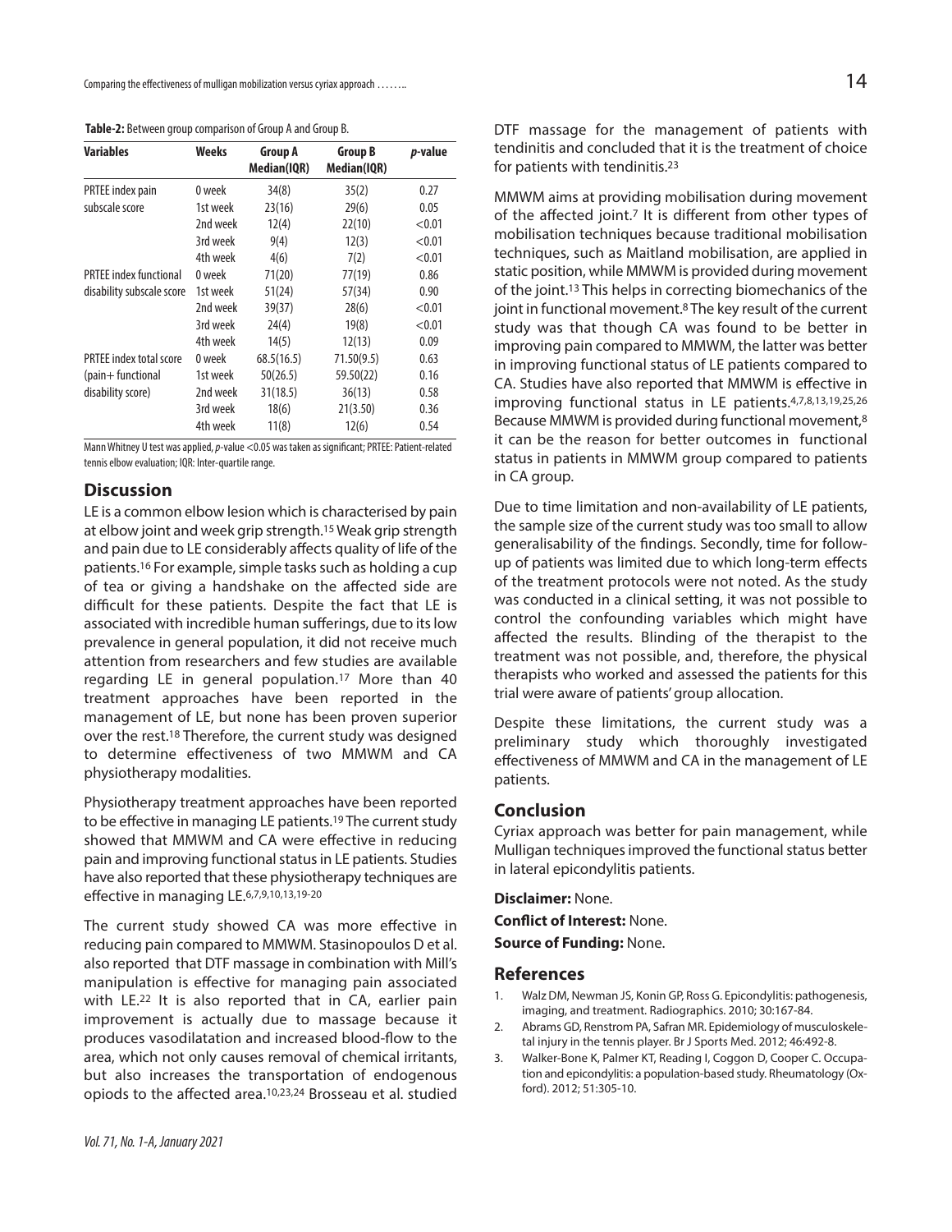**Table-2:** Between group comparison of Group A and Group B.

| Variables | Weeks | Group A Median(IQR) | Group B Median(IQR) | *p*-value |
|---|---|---|---|---|
| PRTEE index pain subscale score | 0 week | 34(8) | 35(2) | 0.27 |
| | 1st week | 23(16) | 29(6) | 0.05 |
| | 2nd week | 12(4) | 22(10) | <0.01 |
| | 3rd week | 9(4) | 12(3) | <0.01 |
| | 4th week | 4(6) | 7(2) | <0.01 |
| PRTEE index functional disability subscale score | 0 week | 71(20) | 77(19) | 0.86 |
| | 1st week | 51(24) | 57(34) | 0.90 |
| | 2nd week | 39(37) | 28(6) | <0.01 |
| | 3rd week | 24(4) | 19(8) | <0.01 |
| | 4th week | 14(5) | 12(13) | 0.09 |
| PRTEE index total score (pain+ functional disability score) | 0 week | 68.5(16.5) | 71.50(9.5) | 0.63 |
| | 1st week | 50(26.5) | 59.50(22) | 0.16 |
| | 2nd week | 31(18.5) | 36(13) | 0.58 |
| | 3rd week | 18(6) | 21(3.50) | 0.36 |
| | 4th week | 11(8) | 12(6) | 0.54 |

Mann Whitney U test was applied, *p*-value <0.05 was taken as significant; PRTEE: Patient-related tennis elbow evaluation; IQR: Inter-quartile range.

## Discussion

LE is a common elbow lesion which is characterised by pain at elbow joint and week grip strength.[15] Weak grip strength and pain due to LE considerably affects quality of life of the patients.[16] For example, simple tasks such as holding a cup of tea or giving a handshake on the affected side are difficult for these patients. Despite the fact that LE is associated with incredible human sufferings, due to its low prevalence in general population, it did not receive much attention from researchers and few studies are available regarding LE in general population.[17] More than 40 treatment approaches have been reported in the management of LE, but none has been proven superior over the rest.[18] Therefore, the current study was designed to determine effectiveness of two MMWM and CA physiotherapy modalities.

Physiotherapy treatment approaches have been reported to be effective in managing LE patients.[19] The current study showed that MMWM and CA were effective in reducing pain and improving functional status in LE patients. Studies have also reported that these physiotherapy techniques are effective in managing LE.[6,7,9,10,13,19-20]

The current study showed CA was more effective in reducing pain compared to MMWM. Stasinopoulos D et al. also reported that DTF massage in combination with Mill's manipulation is effective for managing pain associated with LE.[22] It is also reported that in CA, earlier pain improvement is actually due to massage because it produces vasodilatation and increased blood-flow to the area, which not only causes removal of chemical irritants, but also increases the transportation of endogenous opiods to the affected area.[10,23,24] Brosseau et al. studied DTF massage for the management of patients with tendinitis and concluded that it is the treatment of choice for patients with tendinitis.[23]

MMWM aims at providing mobilisation during movement of the affected joint.[7] It is different from other types of mobilisation techniques because traditional mobilisation techniques, such as Maitland mobilisation, are applied in static position, while MMWM is provided during movement of the joint.[13] This helps in correcting biomechanics of the joint in functional movement.[8] The key result of the current study was that though CA was found to be better in improving pain compared to MMWM, the latter was better in improving functional status of LE patients compared to CA. Studies have also reported that MMWM is effective in improving functional status in LE patients.[4,7,8,13,19,25,26] Because MMWM is provided during functional movement,[8] it can be the reason for better outcomes in functional status in patients in MMWM group compared to patients in CA group.

Due to time limitation and non-availability of LE patients, the sample size of the current study was too small to allow generalisability of the findings. Secondly, time for follow-up of patients was limited due to which long-term effects of the treatment protocols were not noted. As the study was conducted in a clinical setting, it was not possible to control the confounding variables which might have affected the results. Blinding of the therapist to the treatment was not possible, and, therefore, the physical therapists who worked and assessed the patients for this trial were aware of patients' group allocation.

Despite these limitations, the current study was a preliminary study which thoroughly investigated effectiveness of MMWM and CA in the management of LE patients.

## Conclusion

Cyriax approach was better for pain management, while Mulligan techniques improved the functional status better in lateral epicondylitis patients.

**Disclaimer:** None.

**Conflict of Interest:** None.

**Source of Funding:** None.

## References

1. Walz DM, Newman JS, Konin GP, Ross G. Epicondylitis: pathogenesis, imaging, and treatment. Radiographics. 2010; 30:167-84.
2. Abrams GD, Renstrom PA, Safran MR. Epidemiology of musculoskeletal injury in the tennis player. Br J Sports Med. 2012; 46:492-8.
3. Walker-Bone K, Palmer KT, Reading I, Coggon D, Cooper C. Occupation and epicondylitis: a population-based study. Rheumatology (Oxford). 2012; 51:305-10.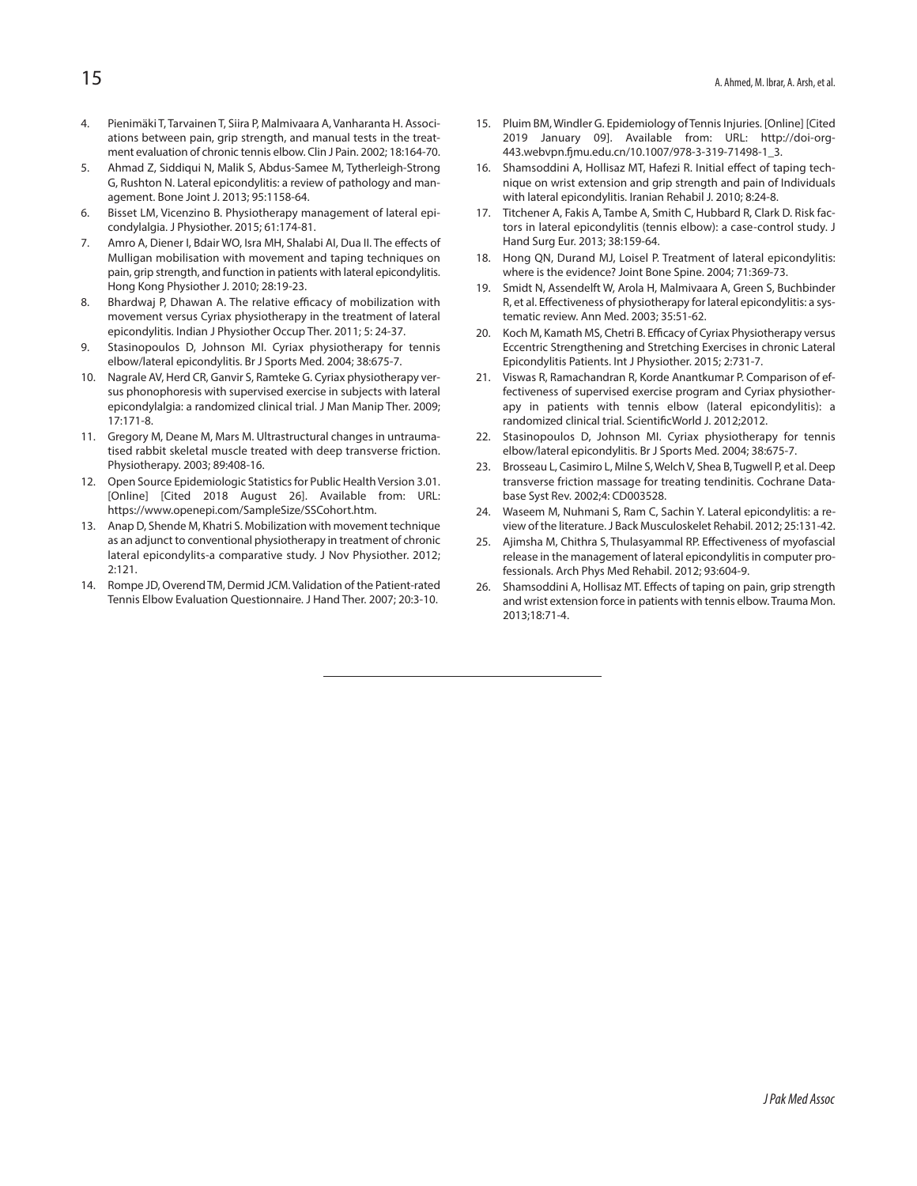4. Pienimäki T, Tarvainen T, Siira P, Malmivaara A, Vanharanta H. Associations between pain, grip strength, and manual tests in the treatment evaluation of chronic tennis elbow. Clin J Pain. 2002; 18:164-70.
5. Ahmad Z, Siddiqui N, Malik S, Abdus-Samee M, Tytherleigh-Strong G, Rushton N. Lateral epicondylitis: a review of pathology and management. Bone Joint J. 2013; 95:1158-64.
6. Bisset LM, Vicenzino B. Physiotherapy management of lateral epicondylalgia. J Physiother. 2015; 61:174-81.
7. Amro A, Diener I, Bdair WO, Isra MH, Shalabi AI, Dua II. The effects of Mulligan mobilisation with movement and taping techniques on pain, grip strength, and function in patients with lateral epicondylitis. Hong Kong Physiother J. 2010; 28:19-23.
8. Bhardwaj P, Dhawan A. The relative efficacy of mobilization with movement versus Cyriax physiotherapy in the treatment of lateral epicondylitis. Indian J Physiother Occup Ther. 2011; 5: 24-37.
9. Stasinopoulos D, Johnson MI. Cyriax physiotherapy for tennis elbow/lateral epicondylitis. Br J Sports Med. 2004; 38:675-7.
10. Nagrale AV, Herd CR, Ganvir S, Ramteke G. Cyriax physiotherapy versus phonophoresis with supervised exercise in subjects with lateral epicondylalgia: a randomized clinical trial. J Man Manip Ther. 2009; 17:171-8.
11. Gregory M, Deane M, Mars M. Ultrastructural changes in untraumatised rabbit skeletal muscle treated with deep transverse friction. Physiotherapy. 2003; 89:408-16.
12. Open Source Epidemiologic Statistics for Public Health Version 3.01. [Online] [Cited 2018 August 26]. Available from: URL: https://www.openepi.com/SampleSize/SSCohort.htm.
13. Anap D, Shende M, Khatri S. Mobilization with movement technique as an adjunct to conventional physiotherapy in treatment of chronic lateral epicondylits-a comparative study. J Nov Physiother. 2012; 2:121.
14. Rompe JD, Overend TM, Dermid JCM. Validation of the Patient-rated Tennis Elbow Evaluation Questionnaire. J Hand Ther. 2007; 20:3-10.
15. Pluim BM, Windler G. Epidemiology of Tennis Injuries. [Online] [Cited 2019 January 09]. Available from: URL: http://doi-org-443.webvpn.fjmu.edu.cn/10.1007/978-3-319-71498-1_3.
16. Shamsoddini A, Hollisaz MT, Hafezi R. Initial effect of taping technique on wrist extension and grip strength and pain of Individuals with lateral epicondylitis. Iranian Rehabil J. 2010; 8:24-8.
17. Titchener A, Fakis A, Tambe A, Smith C, Hubbard R, Clark D. Risk factors in lateral epicondylitis (tennis elbow): a case-control study. J Hand Surg Eur. 2013; 38:159-64.
18. Hong QN, Durand MJ, Loisel P. Treatment of lateral epicondylitis: where is the evidence? Joint Bone Spine. 2004; 71:369-73.
19. Smidt N, Assendelft W, Arola H, Malmivaara A, Green S, Buchbinder R, et al. Effectiveness of physiotherapy for lateral epicondylitis: a systematic review. Ann Med. 2003; 35:51-62.
20. Koch M, Kamath MS, Chetri B. Efficacy of Cyriax Physiotherapy versus Eccentric Strengthening and Stretching Exercises in chronic Lateral Epicondylitis Patients. Int J Physiother. 2015; 2:731-7.
21. Viswas R, Ramachandran R, Korde Anantkumar P. Comparison of effectiveness of supervised exercise program and Cyriax physiotherapy in patients with tennis elbow (lateral epicondylitis): a randomized clinical trial. ScientificWorld J. 2012;2012.
22. Stasinopoulos D, Johnson MI. Cyriax physiotherapy for tennis elbow/lateral epicondylitis. Br J Sports Med. 2004; 38:675-7.
23. Brosseau L, Casimiro L, Milne S, Welch V, Shea B, Tugwell P, et al. Deep transverse friction massage for treating tendinitis. Cochrane Database Syst Rev. 2002;4: CD003528.
24. Waseem M, Nuhmani S, Ram C, Sachin Y. Lateral epicondylitis: a review of the literature. J Back Musculoskelet Rehabil. 2012; 25:131-42.
25. Ajimsha M, Chithra S, Thulasyammal RP. Effectiveness of myofascial release in the management of lateral epicondylitis in computer professionals. Arch Phys Med Rehabil. 2012; 93:604-9.
26. Shamsoddini A, Hollisaz MT. Effects of taping on pain, grip strength and wrist extension force in patients with tennis elbow. Trauma Mon. 2013;18:71-4.